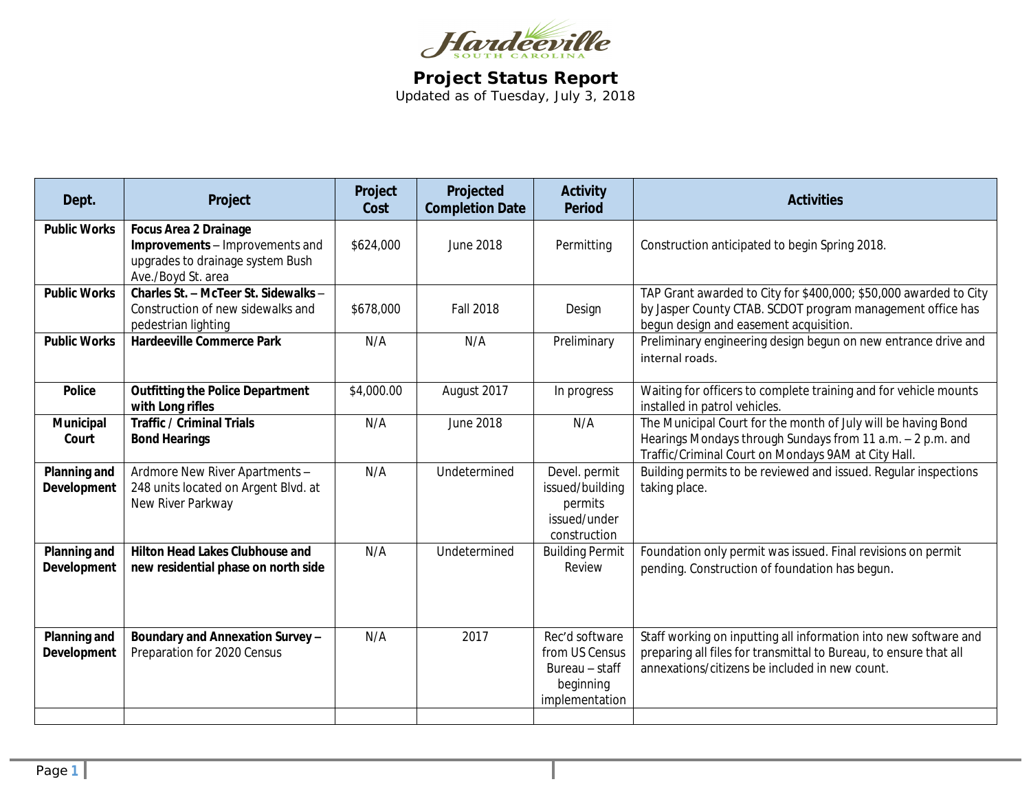Hardeeville
SOUTH CAROLINA

# Project Status Report

Updated as of Tuesday, July 3, 2018

| Dept. | Project | Project Cost | Projected Completion Date | Activity Period | Activities |
|---|---|---|---|---|---|
| **Public Works** | **Focus Area 2 Drainage Improvements** – Improvements and upgrades to drainage system Bush Ave./Boyd St. area | $624,000 | June 2018 | Permitting | Construction anticipated to begin Spring 2018. |
| **Public Works** | **Charles St. – McTeer St. Sidewalks** – Construction of new sidewalks and pedestrian lighting | $678,000 | Fall 2018 | Design | TAP Grant awarded to City for $400,000; $50,000 awarded to City by Jasper County CTAB. SCDOT program management office has begun design and easement acquisition. |
| **Public Works** | **Hardeeville Commerce Park** | N/A | N/A | Preliminary | Preliminary engineering design begun on new entrance drive and internal roads. |
| **Police** | **Outfitting the Police Department with Long rifles** | $4,000.00 | August 2017 | In progress | Waiting for officers to complete training and for vehicle mounts installed in patrol vehicles. |
| **Municipal Court** | **Traffic / Criminal Trials Bond Hearings** | N/A | June 2018 | N/A | The Municipal Court for the month of July will be having Bond Hearings Mondays through Sundays from 11 a.m. – 2 p.m. and Traffic/Criminal Court on Mondays 9AM at City Hall. |
| **Planning and Development** | Ardmore New River Apartments – 248 units located on Argent Blvd. at New River Parkway | N/A | Undetermined | Devel. permit issued/building permits issued/under construction | Building permits to be reviewed and issued. Regular inspections taking place. |
| **Planning and Development** | **Hilton Head Lakes Clubhouse and new residential phase on north side** | N/A | Undetermined | Building Permit Review | Foundation only permit was issued. Final revisions on permit pending. Construction of foundation has begun. |
| **Planning and Development** | **Boundary and Annexation Survey** – Preparation for 2020 Census | N/A | 2017 | Rec'd software from US Census Bureau – staff beginning implementation | Staff working on inputting all information into new software and preparing all files for transmittal to Bureau, to ensure that all annexations/citizens be included in new count. |
| | | | | | |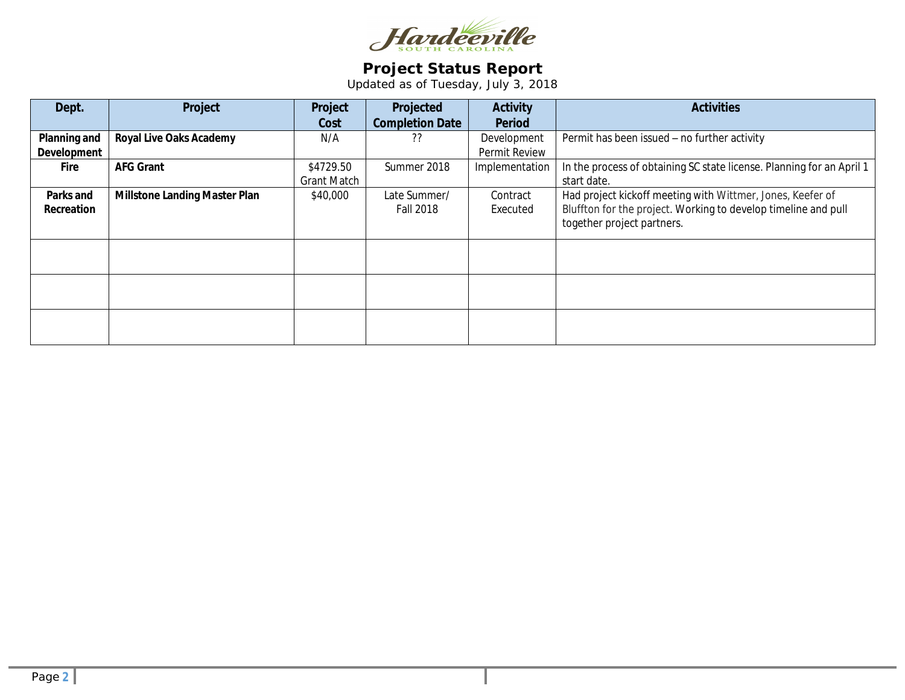Hardeeville South Carolina

# Project Status Report

Updated as of Tuesday, July 3, 2018

| Dept. | Project | Project Cost | Projected Completion Date | Activity Period | Activities |
|---|---|---|---|---|---|
| **Planning and Development** | **Royal Live Oaks Academy** | N/A | ?? | Development Permit Review | Permit has been issued – no further activity |
| **Fire** | **AFG Grant** | $4729.50 Grant Match | Summer 2018 | Implementation | In the process of obtaining SC state license. Planning for an April 1 start date. |
| **Parks and Recreation** | **Millstone Landing Master Plan** | $40,000 | Late Summer/ Fall 2018 | Contract Executed | Had project kickoff meeting with Wittmer, Jones, Keefer of Bluffton for the project. Working to develop timeline and pull together project partners. |
| | | | | | |
| | | | | | |
| | | | | | |